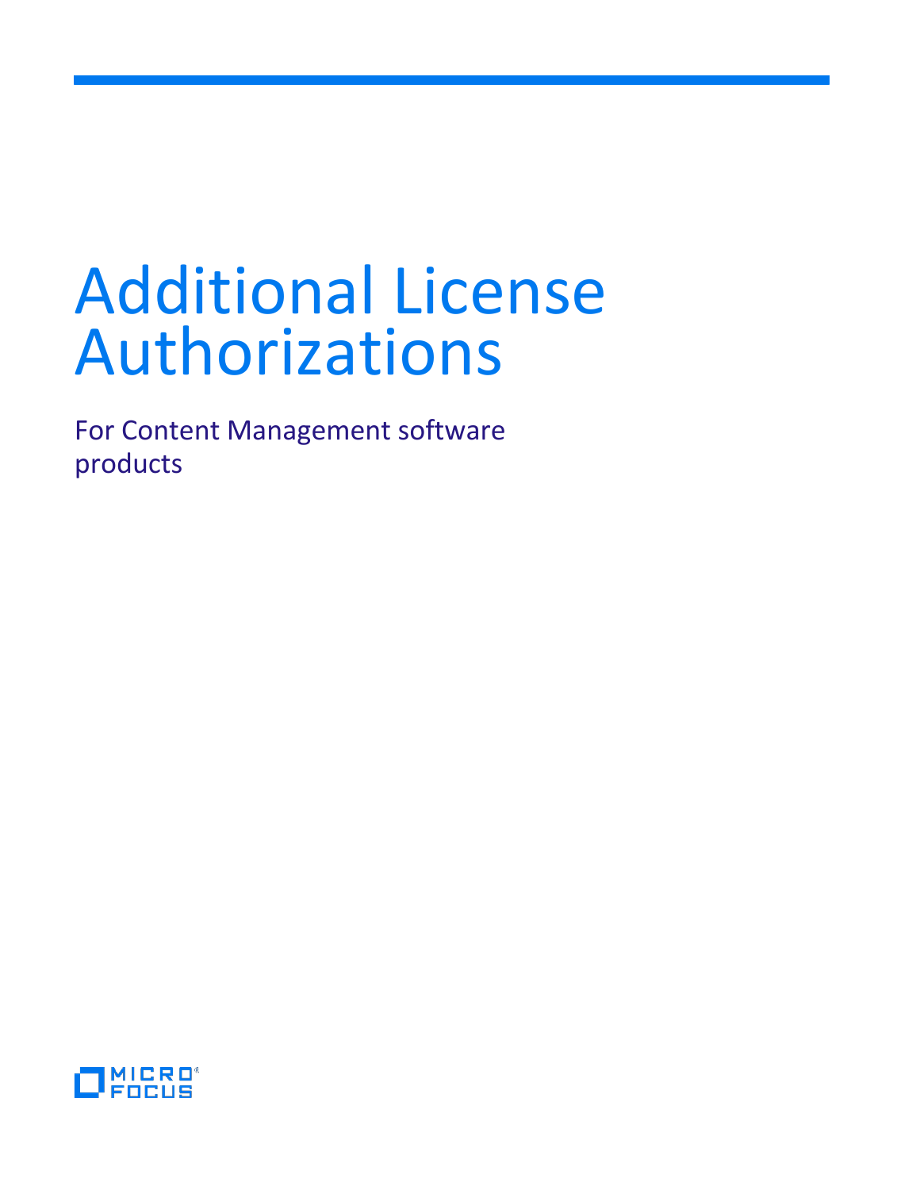# Additional License Authorizations

For Content Management software products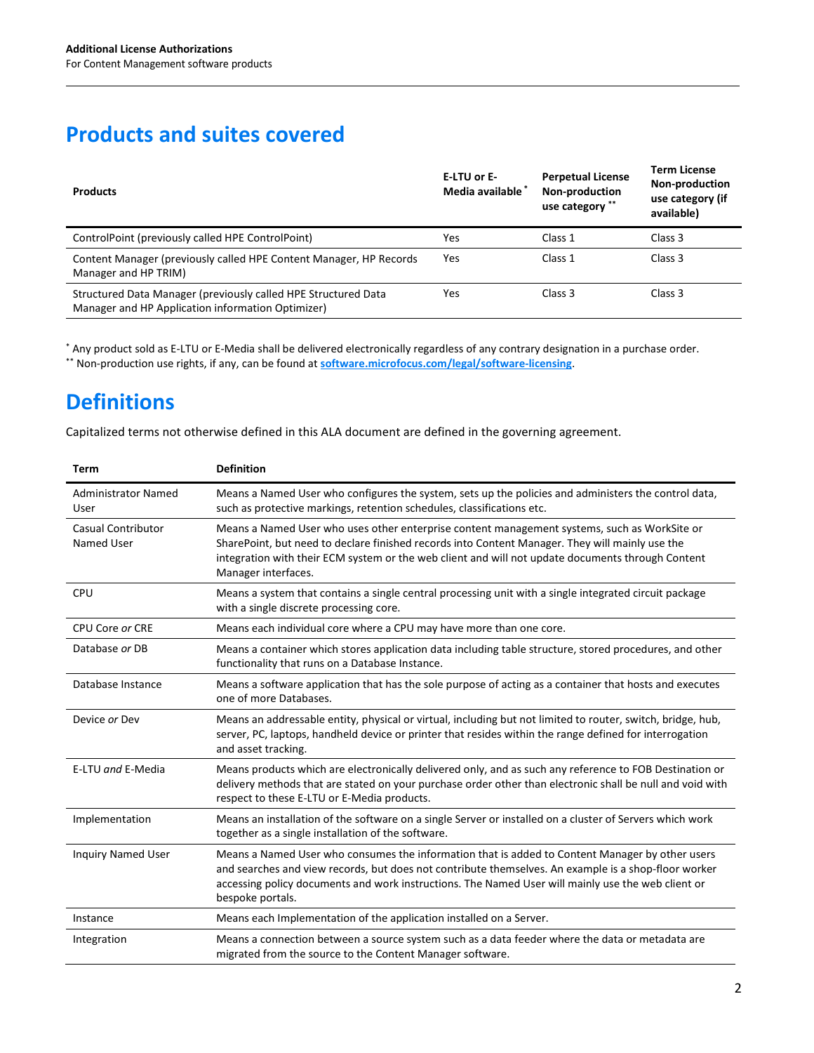# Products and suites covered

| Products | E-LTU or E-Media available * | Perpetual License Non-production use category ** | Term License Non-production use category (if available) |
| --- | --- | --- | --- |
| ControlPoint (previously called HPE ControlPoint) | Yes | Class 1 | Class 3 |
| Content Manager (previously called HPE Content Manager, HP Records Manager and HP TRIM) | Yes | Class 1 | Class 3 |
| Structured Data Manager (previously called HPE Structured Data Manager and HP Application information Optimizer) | Yes | Class 3 | Class 3 |

* Any product sold as E-LTU or E-Media shall be delivered electronically regardless of any contrary designation in a purchase order.
** Non-production use rights, if any, can be found at **software.microfocus.com/legal/software-licensing**.

# Definitions

Capitalized terms not otherwise defined in this ALA document are defined in the governing agreement.

| Term | Definition |
| --- | --- |
| Administrator Named User | Means a Named User who configures the system, sets up the policies and administers the control data, such as protective markings, retention schedules, classifications etc. |
| Casual Contributor Named User | Means a Named User who uses other enterprise content management systems, such as WorkSite or SharePoint, but need to declare finished records into Content Manager. They will mainly use the integration with their ECM system or the web client and will not update documents through Content Manager interfaces. |
| CPU | Means a system that contains a single central processing unit with a single integrated circuit package with a single discrete processing core. |
| CPU Core *or* CRE | Means each individual core where a CPU may have more than one core. |
| Database *or* DB | Means a container which stores application data including table structure, stored procedures, and other functionality that runs on a Database Instance. |
| Database Instance | Means a software application that has the sole purpose of acting as a container that hosts and executes one of more Databases. |
| Device *or* Dev | Means an addressable entity, physical or virtual, including but not limited to router, switch, bridge, hub, server, PC, laptops, handheld device or printer that resides within the range defined for interrogation and asset tracking. |
| E-LTU *and* E-Media | Means products which are electronically delivered only, and as such any reference to FOB Destination or delivery methods that are stated on your purchase order other than electronic shall be null and void with respect to these E-LTU or E-Media products. |
| Implementation | Means an installation of the software on a single Server or installed on a cluster of Servers which work together as a single installation of the software. |
| Inquiry Named User | Means a Named User who consumes the information that is added to Content Manager by other users and searches and view records, but does not contribute themselves. An example is a shop-floor worker accessing policy documents and work instructions. The Named User will mainly use the web client or bespoke portals. |
| Instance | Means each Implementation of the application installed on a Server. |
| Integration | Means a connection between a source system such as a data feeder where the data or metadata are migrated from the source to the Content Manager software. |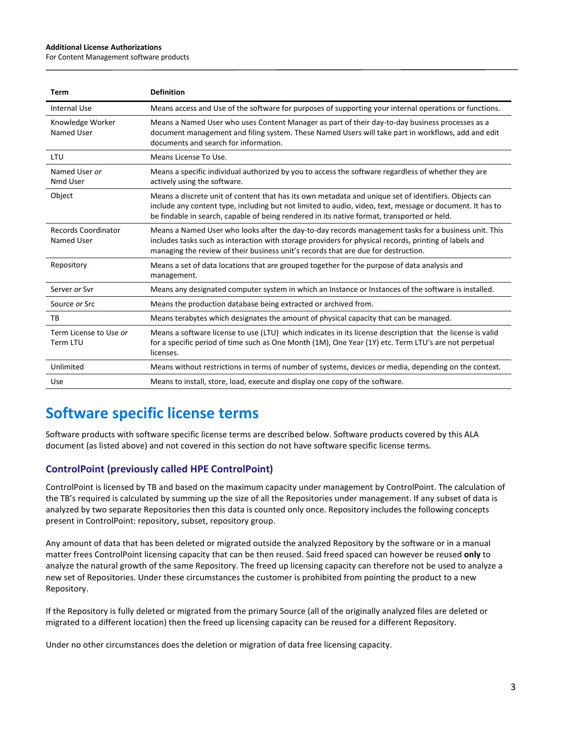| Term | Definition |
| --- | --- |
| Internal Use | Means access and Use of the software for purposes of supporting your internal operations or functions. |
| Knowledge Worker Named User | Means a Named User who uses Content Manager as part of their day-to-day business processes as a document management and filing system. These Named Users will take part in workflows, add and edit documents and search for information. |
| LTU | Means License To Use. |
| Named User *or* Nmd User | Means a specific individual authorized by you to access the software regardless of whether they are actively using the software. |
| Object | Means a discrete unit of content that has its own metadata and unique set of identifiers. Objects can include any content type, including but not limited to audio, video, text, message or document. It has to be findable in search, capable of being rendered in its native format, transported or held. |
| Records Coordinator Named User | Means a Named User who looks after the day-to-day records management tasks for a business unit. This includes tasks such as interaction with storage providers for physical records, printing of labels and managing the review of their business unit's records that are due for destruction. |
| Repository | Means a set of data locations that are grouped together for the purpose of data analysis and management. |
| Server *or* Svr | Means any designated computer system in which an Instance or Instances of the software is installed. |
| Source *or* Src | Means the production database being extracted or archived from. |
| TB | Means terabytes which designates the amount of physical capacity that can be managed. |
| Term License to Use *or* Term LTU | Means a software license to use (LTU) which indicates in its license description that the license is valid for a specific period of time such as One Month (1M), One Year (1Y) etc. Term LTU's are not perpetual licenses. |
| Unlimited | Means without restrictions in terms of number of systems, devices or media, depending on the context. |
| Use | Means to install, store, load, execute and display one copy of the software. |

# Software specific license terms

Software products with software specific license terms are described below. Software products covered by this ALA document (as listed above) and not covered in this section do not have software specific license terms.

## ControlPoint (previously called HPE ControlPoint)

ControlPoint is licensed by TB and based on the maximum capacity under management by ControlPoint. The calculation of the TB's required is calculated by summing up the size of all the Repositories under management. If any subset of data is analyzed by two separate Repositories then this data is counted only once. Repository includes the following concepts present in ControlPoint: repository, subset, repository group.

Any amount of data that has been deleted or migrated outside the analyzed Repository by the software or in a manual matter frees ControlPoint licensing capacity that can be then reused. Said freed spaced can however be reused **only** to analyze the natural growth of the same Repository. The freed up licensing capacity can therefore not be used to analyze a new set of Repositories. Under these circumstances the customer is prohibited from pointing the product to a new Repository.

If the Repository is fully deleted or migrated from the primary Source (all of the originally analyzed files are deleted or migrated to a different location) then the freed up licensing capacity can be reused for a different Repository.

Under no other circumstances does the deletion or migration of data free licensing capacity.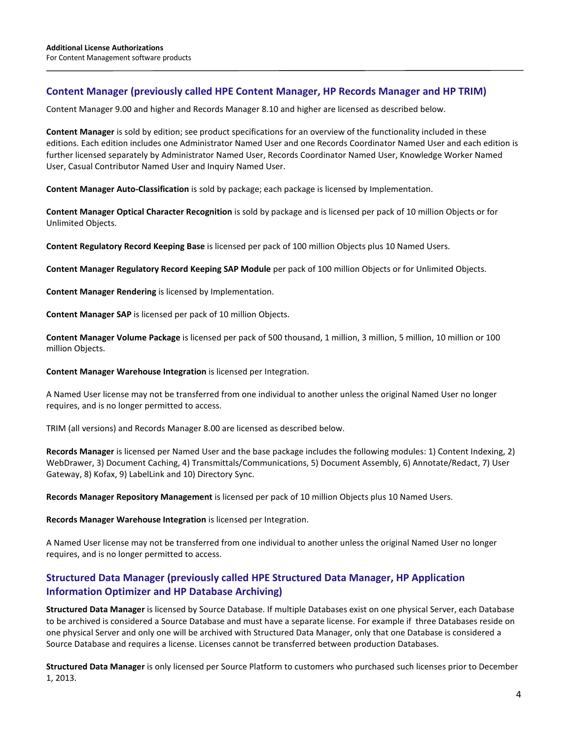## Content Manager (previously called HPE Content Manager, HP Records Manager and HP TRIM)

Content Manager 9.00 and higher and Records Manager 8.10 and higher are licensed as described below.

**Content Manager** is sold by edition; see product specifications for an overview of the functionality included in these editions. Each edition includes one Administrator Named User and one Records Coordinator Named User and each edition is further licensed separately by Administrator Named User, Records Coordinator Named User, Knowledge Worker Named User, Casual Contributor Named User and Inquiry Named User.

**Content Manager Auto-Classification** is sold by package; each package is licensed by Implementation.

**Content Manager Optical Character Recognition** is sold by package and is licensed per pack of 10 million Objects or for Unlimited Objects.

**Content Regulatory Record Keeping Base** is licensed per pack of 100 million Objects plus 10 Named Users.

**Content Manager Regulatory Record Keeping SAP Module** per pack of 100 million Objects or for Unlimited Objects.

**Content Manager Rendering** is licensed by Implementation.

**Content Manager SAP** is licensed per pack of 10 million Objects.

**Content Manager Volume Package** is licensed per pack of 500 thousand, 1 million, 3 million, 5 million, 10 million or 100 million Objects.

**Content Manager Warehouse Integration** is licensed per Integration.

A Named User license may not be transferred from one individual to another unless the original Named User no longer requires, and is no longer permitted to access.

TRIM (all versions) and Records Manager 8.00 are licensed as described below.

**Records Manager** is licensed per Named User and the base package includes the following modules: 1) Content Indexing, 2) WebDrawer, 3) Document Caching, 4) Transmittals/Communications, 5) Document Assembly, 6) Annotate/Redact, 7) User Gateway, 8) Kofax, 9) LabelLink and 10) Directory Sync.

**Records Manager Repository Management** is licensed per pack of 10 million Objects plus 10 Named Users.

**Records Manager Warehouse Integration** is licensed per Integration.

A Named User license may not be transferred from one individual to another unless the original Named User no longer requires, and is no longer permitted to access.

## Structured Data Manager (previously called HPE Structured Data Manager, HP Application Information Optimizer and HP Database Archiving)

**Structured Data Manager** is licensed by Source Database. If multiple Databases exist on one physical Server, each Database to be archived is considered a Source Database and must have a separate license. For example if three Databases reside on one physical Server and only one will be archived with Structured Data Manager, only that one Database is considered a Source Database and requires a license. Licenses cannot be transferred between production Databases.

**Structured Data Manager** is only licensed per Source Platform to customers who purchased such licenses prior to December 1, 2013.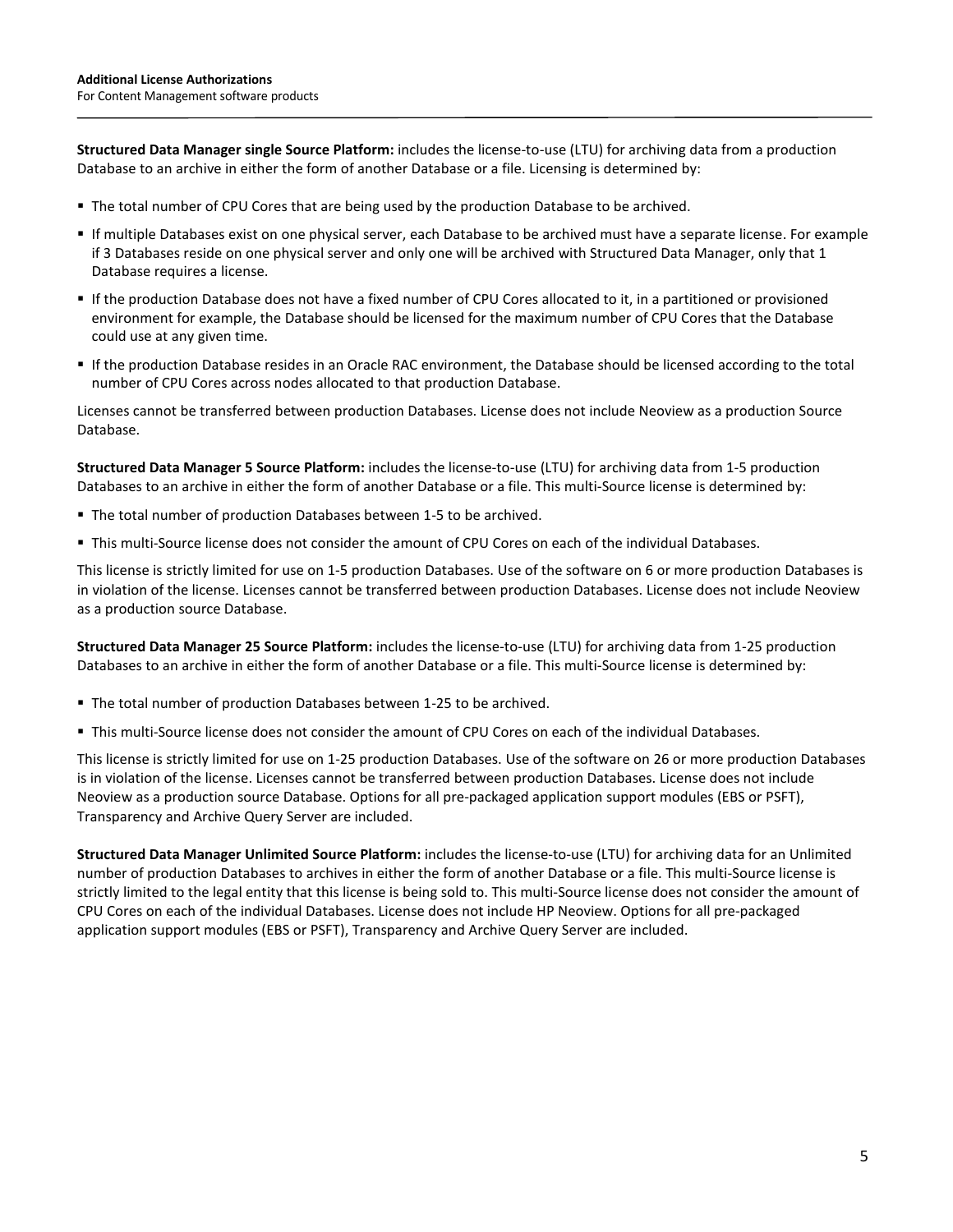**Structured Data Manager single Source Platform:** includes the license-to-use (LTU) for archiving data from a production Database to an archive in either the form of another Database or a file. Licensing is determined by:

- The total number of CPU Cores that are being used by the production Database to be archived.
- If multiple Databases exist on one physical server, each Database to be archived must have a separate license. For example if 3 Databases reside on one physical server and only one will be archived with Structured Data Manager, only that 1 Database requires a license.
- If the production Database does not have a fixed number of CPU Cores allocated to it, in a partitioned or provisioned environment for example, the Database should be licensed for the maximum number of CPU Cores that the Database could use at any given time.
- If the production Database resides in an Oracle RAC environment, the Database should be licensed according to the total number of CPU Cores across nodes allocated to that production Database.

Licenses cannot be transferred between production Databases. License does not include Neoview as a production Source Database.

**Structured Data Manager 5 Source Platform:** includes the license-to-use (LTU) for archiving data from 1-5 production Databases to an archive in either the form of another Database or a file. This multi-Source license is determined by:

- The total number of production Databases between 1-5 to be archived.
- This multi-Source license does not consider the amount of CPU Cores on each of the individual Databases.

This license is strictly limited for use on 1-5 production Databases. Use of the software on 6 or more production Databases is in violation of the license. Licenses cannot be transferred between production Databases. License does not include Neoview as a production source Database.

**Structured Data Manager 25 Source Platform:** includes the license-to-use (LTU) for archiving data from 1-25 production Databases to an archive in either the form of another Database or a file. This multi-Source license is determined by:

- The total number of production Databases between 1-25 to be archived.
- This multi-Source license does not consider the amount of CPU Cores on each of the individual Databases.

This license is strictly limited for use on 1-25 production Databases. Use of the software on 26 or more production Databases is in violation of the license. Licenses cannot be transferred between production Databases. License does not include Neoview as a production source Database. Options for all pre-packaged application support modules (EBS or PSFT), Transparency and Archive Query Server are included.

**Structured Data Manager Unlimited Source Platform:** includes the license-to-use (LTU) for archiving data for an Unlimited number of production Databases to archives in either the form of another Database or a file. This multi-Source license is strictly limited to the legal entity that this license is being sold to. This multi-Source license does not consider the amount of CPU Cores on each of the individual Databases. License does not include HP Neoview. Options for all pre-packaged application support modules (EBS or PSFT), Transparency and Archive Query Server are included.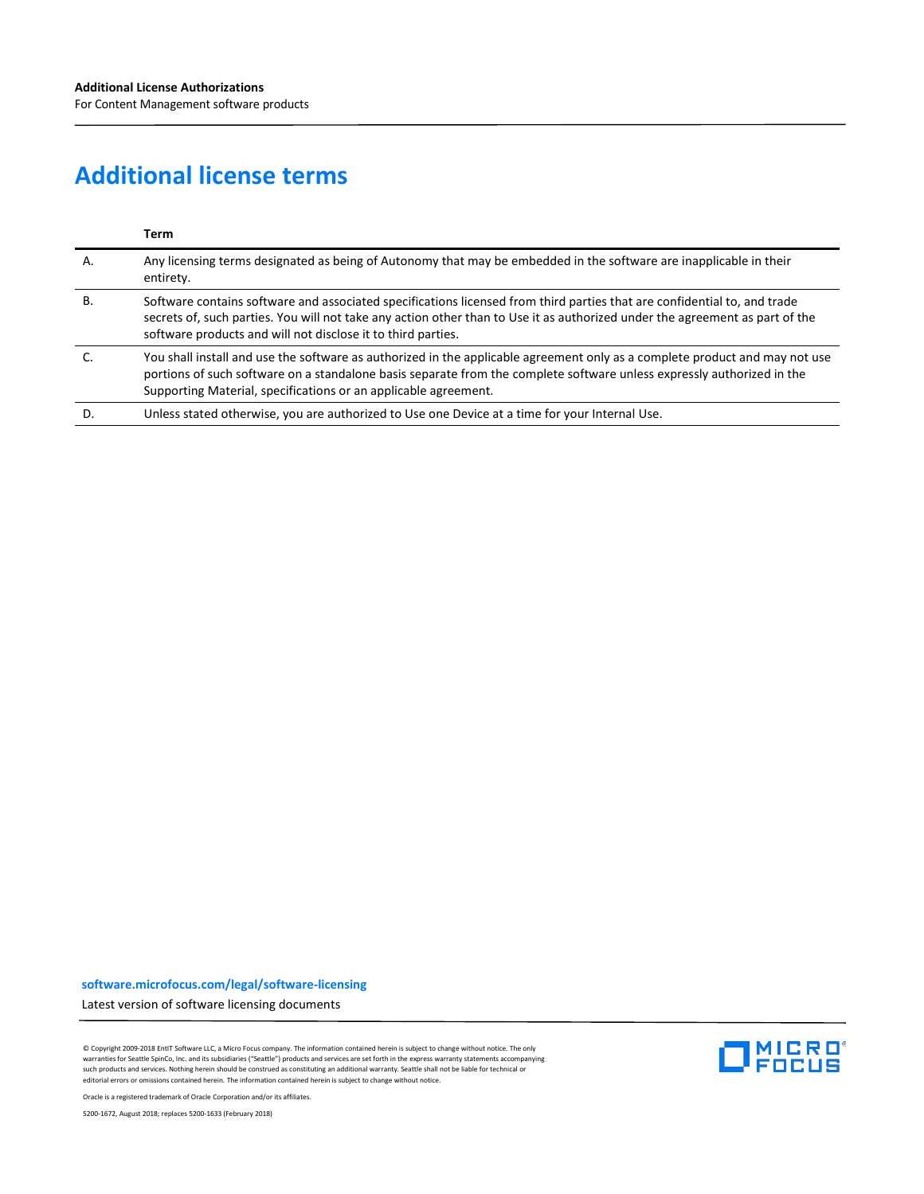## Additional license terms

| | Term |
|---|---|
| A. | Any licensing terms designated as being of Autonomy that may be embedded in the software are inapplicable in their entirety. |
| B. | Software contains software and associated specifications licensed from third parties that are confidential to, and trade secrets of, such parties. You will not take any action other than to Use it as authorized under the agreement as part of the software products and will not disclose it to third parties. |
| C. | You shall install and use the software as authorized in the applicable agreement only as a complete product and may not use portions of such software on a standalone basis separate from the complete software unless expressly authorized in the Supporting Material, specifications or an applicable agreement. |
| D. | Unless stated otherwise, you are authorized to Use one Device at a time for your Internal Use. |

**software.microfocus.com/legal/software-licensing**

Latest version of software licensing documents

© Copyright 2009-2018 EntIT Software LLC, a Micro Focus company. The information contained herein is subject to change without notice. The only warranties for Seattle SpinCo, Inc. and its subsidiaries ("Seattle") products and services are set forth in the express warranty statements accompanying such products and services. Nothing herein should be construed as constituting an additional warranty. Seattle shall not be liable for technical or editorial errors or omissions contained herein. The information contained herein is subject to change without notice.

Oracle is a registered trademark of Oracle Corporation and/or its affiliates.

5200-1672, August 2018; replaces 5200-1633 (February 2018)